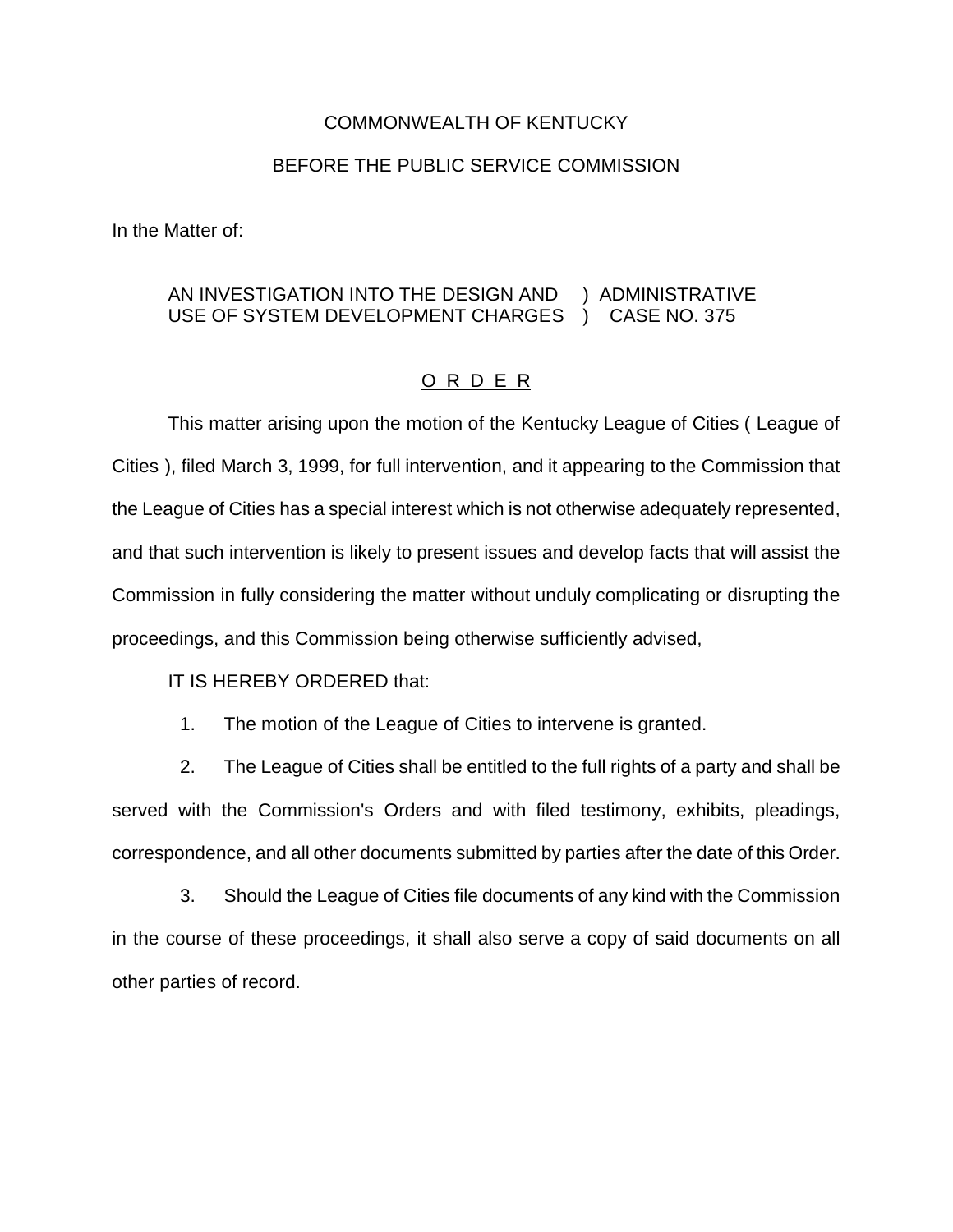COMMONWEALTH OF KENTUCKY

BEFORE THE PUBLIC SERVICE COMMISSION

In the Matter of:

AN INVESTIGATION INTO THE DESIGN AND ) ADMINISTRATIVE
USE OF SYSTEM DEVELOPMENT CHARGES ) CASE NO. 375

## O R D E R

This matter arising upon the motion of the Kentucky League of Cities ( League of Cities ), filed March 3, 1999, for full intervention, and it appearing to the Commission that the League of Cities has a special interest which is not otherwise adequately represented, and that such intervention is likely to present issues and develop facts that will assist the Commission in fully considering the matter without unduly complicating or disrupting the proceedings, and this Commission being otherwise sufficiently advised,

IT IS HEREBY ORDERED that:

1. The motion of the League of Cities to intervene is granted.

2. The League of Cities shall be entitled to the full rights of a party and shall be served with the Commission's Orders and with filed testimony, exhibits, pleadings, correspondence, and all other documents submitted by parties after the date of this Order.

3. Should the League of Cities file documents of any kind with the Commission in the course of these proceedings, it shall also serve a copy of said documents on all other parties of record.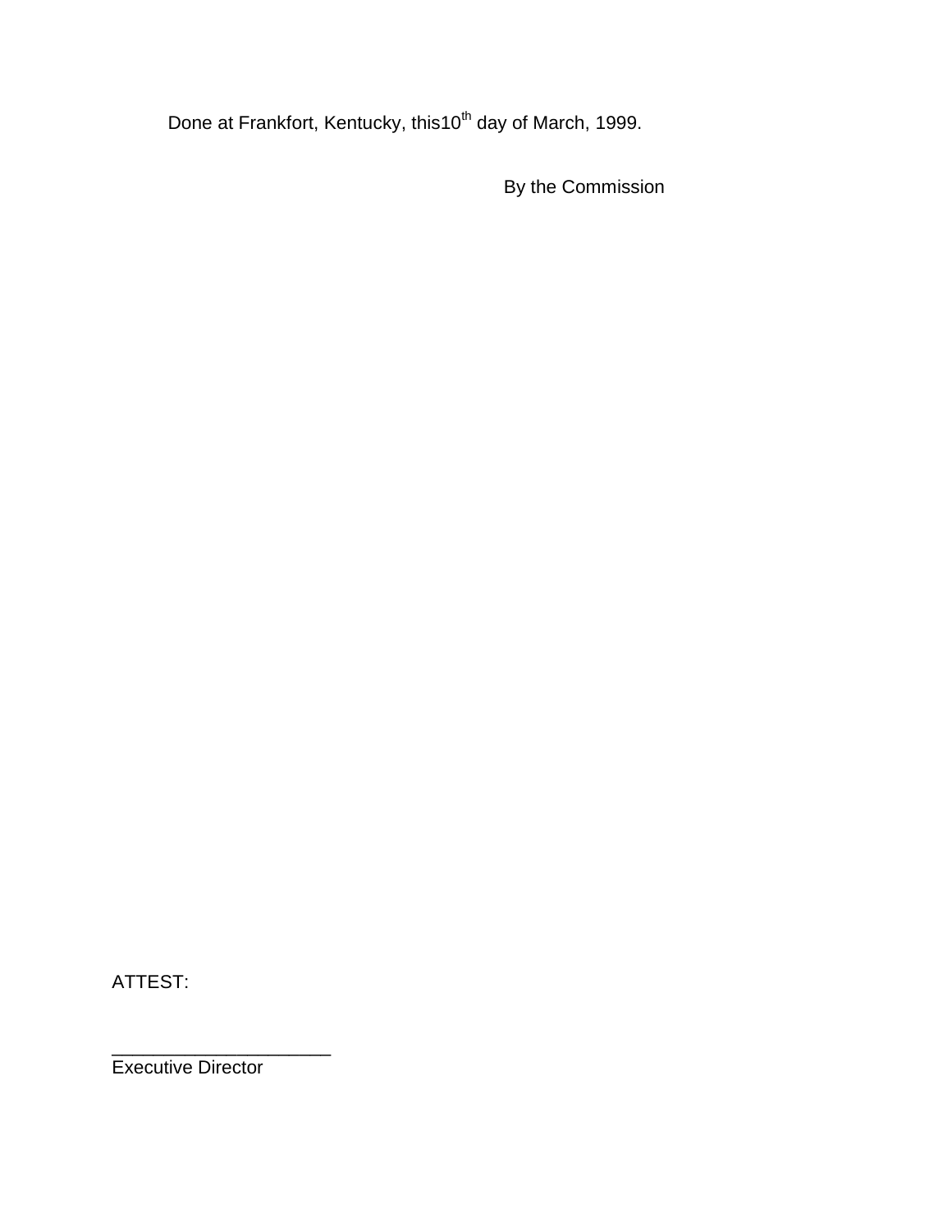Done at Frankfort, Kentucky, this10th day of March, 1999.

By the Commission

ATTEST:

_____________________
Executive Director